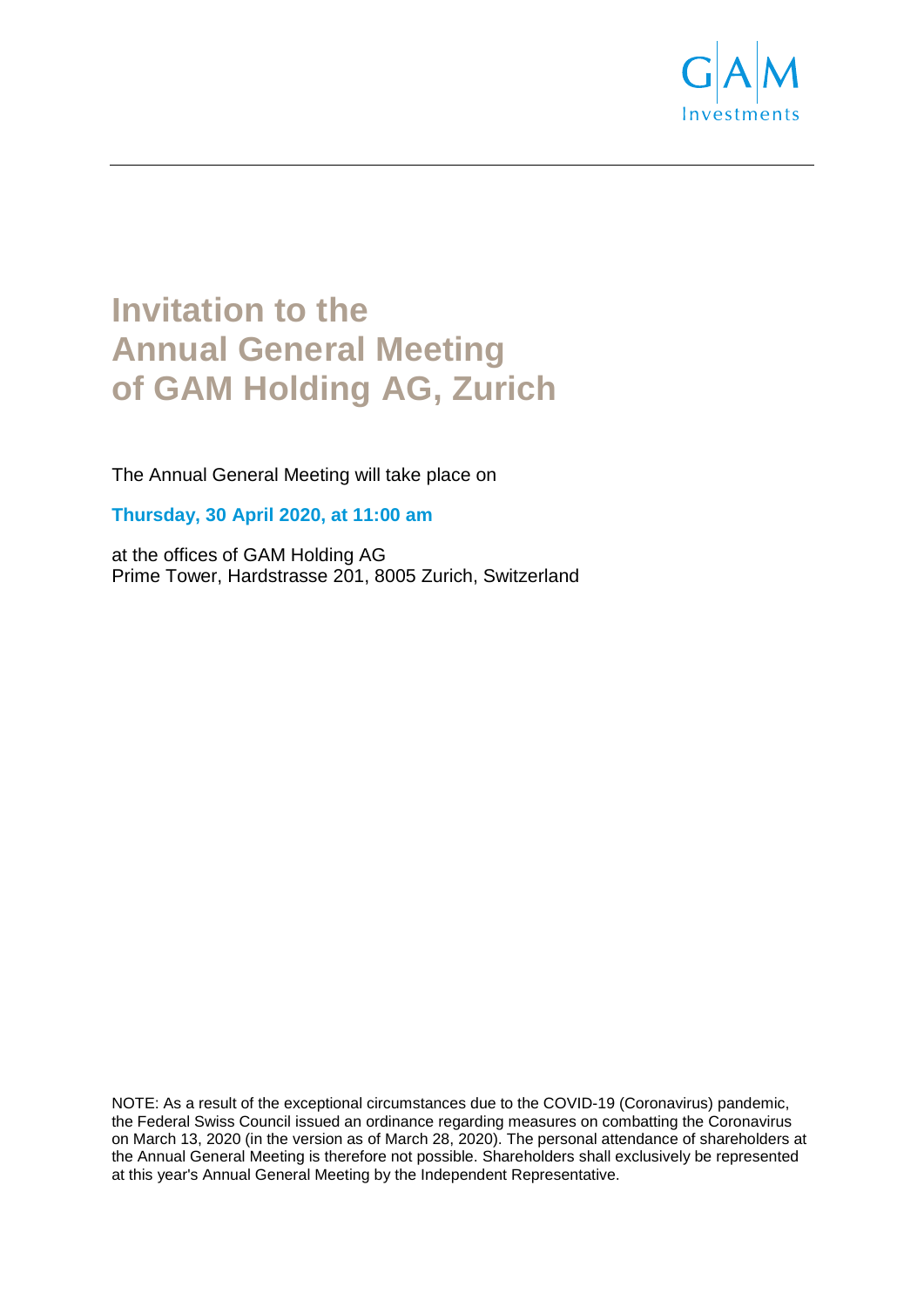# Invitation to the Annual General Meeting of GAM Holding AG, Zurich

The Annual General Meeting will take place on

**Thursday, 30 April 2020, at 11:00 am**

at the offices of GAM Holding AG
Prime Tower, Hardstrasse 201, 8005 Zurich, Switzerland

NOTE: As a result of the exceptional circumstances due to the COVID-19 (Coronavirus) pandemic, the Federal Swiss Council issued an ordinance regarding measures on combatting the Coronavirus on March 13, 2020 (in the version as of March 28, 2020). The personal attendance of shareholders at the Annual General Meeting is therefore not possible. Shareholders shall exclusively be represented at this year's Annual General Meeting by the Independent Representative.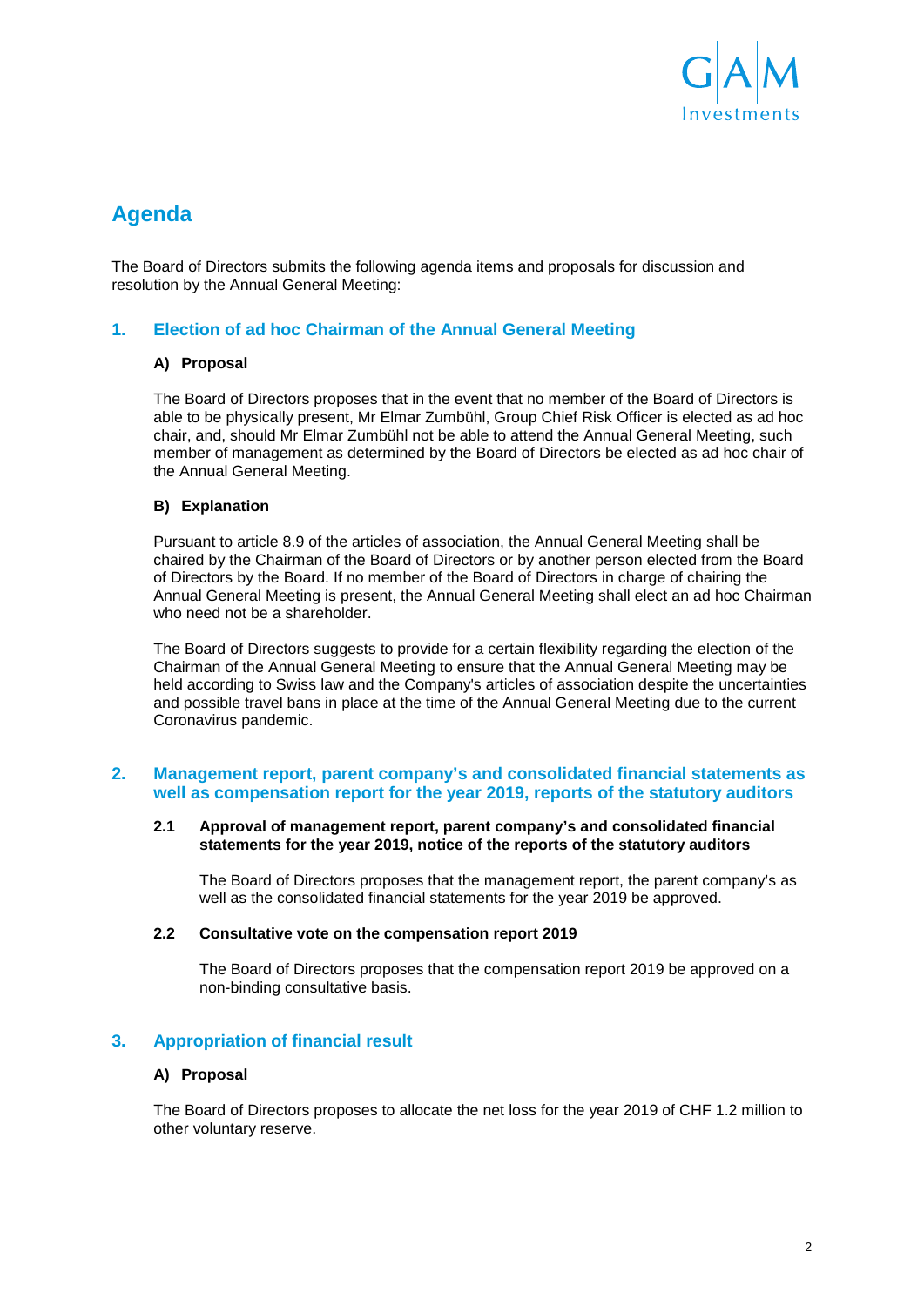# Agenda

The Board of Directors submits the following agenda items and proposals for discussion and resolution by the Annual General Meeting:

## 1. Election of ad hoc Chairman of the Annual General Meeting

### A) Proposal

The Board of Directors proposes that in the event that no member of the Board of Directors is able to be physically present, Mr Elmar Zumbühl, Group Chief Risk Officer is elected as ad hoc chair, and, should Mr Elmar Zumbühl not be able to attend the Annual General Meeting, such member of management as determined by the Board of Directors be elected as ad hoc chair of the Annual General Meeting.

### B) Explanation

Pursuant to article 8.9 of the articles of association, the Annual General Meeting shall be chaired by the Chairman of the Board of Directors or by another person elected from the Board of Directors by the Board. If no member of the Board of Directors in charge of chairing the Annual General Meeting is present, the Annual General Meeting shall elect an ad hoc Chairman who need not be a shareholder.

The Board of Directors suggests to provide for a certain flexibility regarding the election of the Chairman of the Annual General Meeting to ensure that the Annual General Meeting may be held according to Swiss law and the Company's articles of association despite the uncertainties and possible travel bans in place at the time of the Annual General Meeting due to the current Coronavirus pandemic.

## 2. Management report, parent company's and consolidated financial statements as well as compensation report for the year 2019, reports of the statutory auditors

### 2.1 Approval of management report, parent company's and consolidated financial statements for the year 2019, notice of the reports of the statutory auditors

The Board of Directors proposes that the management report, the parent company's as well as the consolidated financial statements for the year 2019 be approved.

### 2.2 Consultative vote on the compensation report 2019

The Board of Directors proposes that the compensation report 2019 be approved on a non-binding consultative basis.

## 3. Appropriation of financial result

### A) Proposal

The Board of Directors proposes to allocate the net loss for the year 2019 of CHF 1.2 million to other voluntary reserve.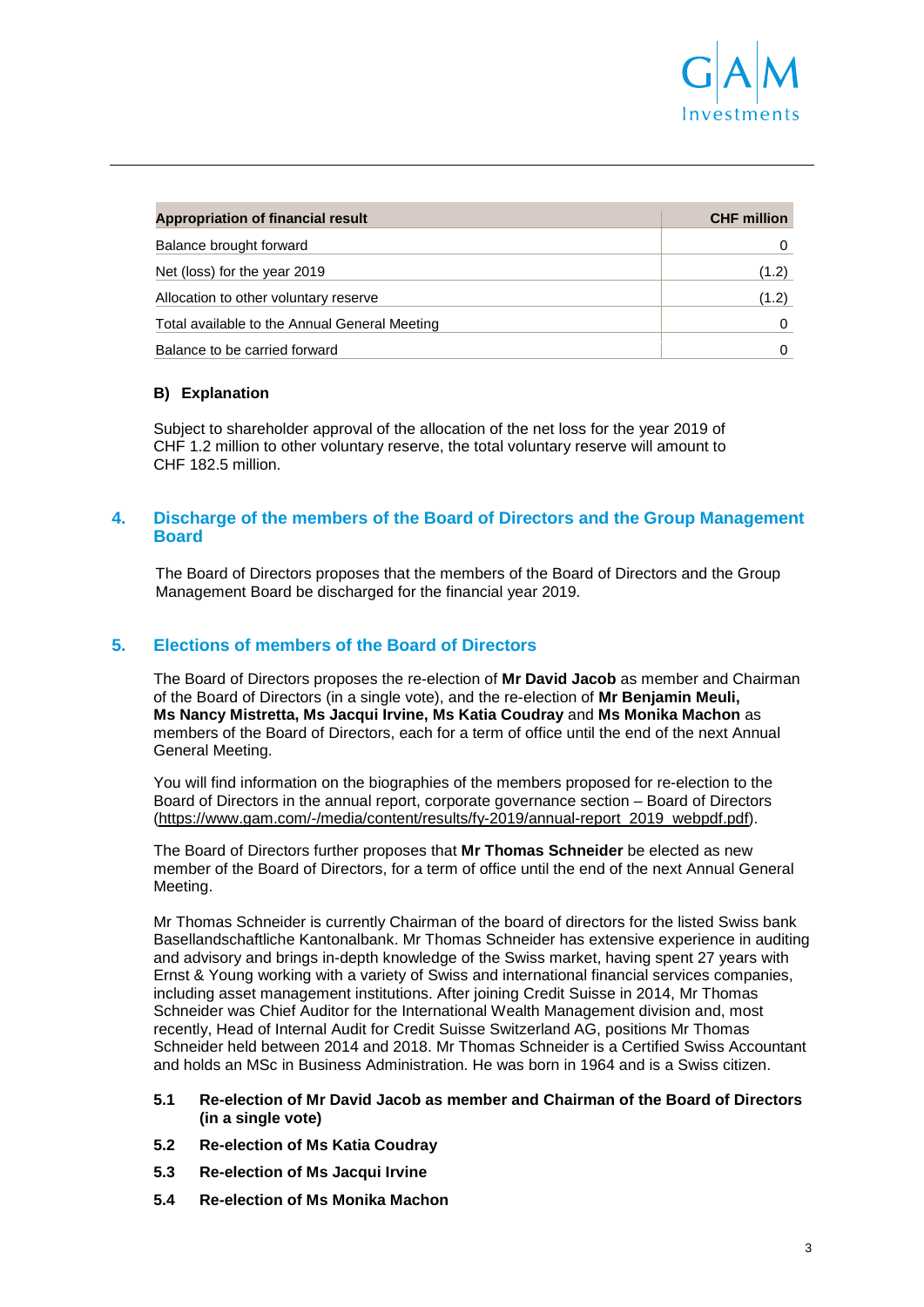| Appropriation of financial result | CHF million |
|---|---|
| Balance brought forward | 0 |
| Net (loss) for the year 2019 | (1.2) |
| Allocation to other voluntary reserve | (1.2) |
| Total available to the Annual General Meeting | 0 |
| Balance to be carried forward | 0 |

**B) Explanation**

Subject to shareholder approval of the allocation of the net loss for the year 2019 of CHF 1.2 million to other voluntary reserve, the total voluntary reserve will amount to CHF 182.5 million.

## 4. Discharge of the members of the Board of Directors and the Group Management Board

The Board of Directors proposes that the members of the Board of Directors and the Group Management Board be discharged for the financial year 2019.

## 5. Elections of members of the Board of Directors

The Board of Directors proposes the re-election of **Mr David Jacob** as member and Chairman of the Board of Directors (in a single vote), and the re-election of **Mr Benjamin Meuli, Ms Nancy Mistretta, Ms Jacqui Irvine, Ms Katia Coudray** and **Ms Monika Machon** as members of the Board of Directors, each for a term of office until the end of the next Annual General Meeting.

You will find information on the biographies of the members proposed for re-election to the Board of Directors in the annual report, corporate governance section – Board of Directors (https://www.gam.com/-/media/content/results/fy-2019/annual-report_2019_webpdf.pdf).

The Board of Directors further proposes that **Mr Thomas Schneider** be elected as new member of the Board of Directors, for a term of office until the end of the next Annual General Meeting.

Mr Thomas Schneider is currently Chairman of the board of directors for the listed Swiss bank Basellandschaftliche Kantonalbank. Mr Thomas Schneider has extensive experience in auditing and advisory and brings in-depth knowledge of the Swiss market, having spent 27 years with Ernst & Young working with a variety of Swiss and international financial services companies, including asset management institutions. After joining Credit Suisse in 2014, Mr Thomas Schneider was Chief Auditor for the International Wealth Management division and, most recently, Head of Internal Audit for Credit Suisse Switzerland AG, positions Mr Thomas Schneider held between 2014 and 2018. Mr Thomas Schneider is a Certified Swiss Accountant and holds an MSc in Business Administration. He was born in 1964 and is a Swiss citizen.

**5.1 Re-election of Mr David Jacob as member and Chairman of the Board of Directors (in a single vote)**

**5.2 Re-election of Ms Katia Coudray**

**5.3 Re-election of Ms Jacqui Irvine**

**5.4 Re-election of Ms Monika Machon**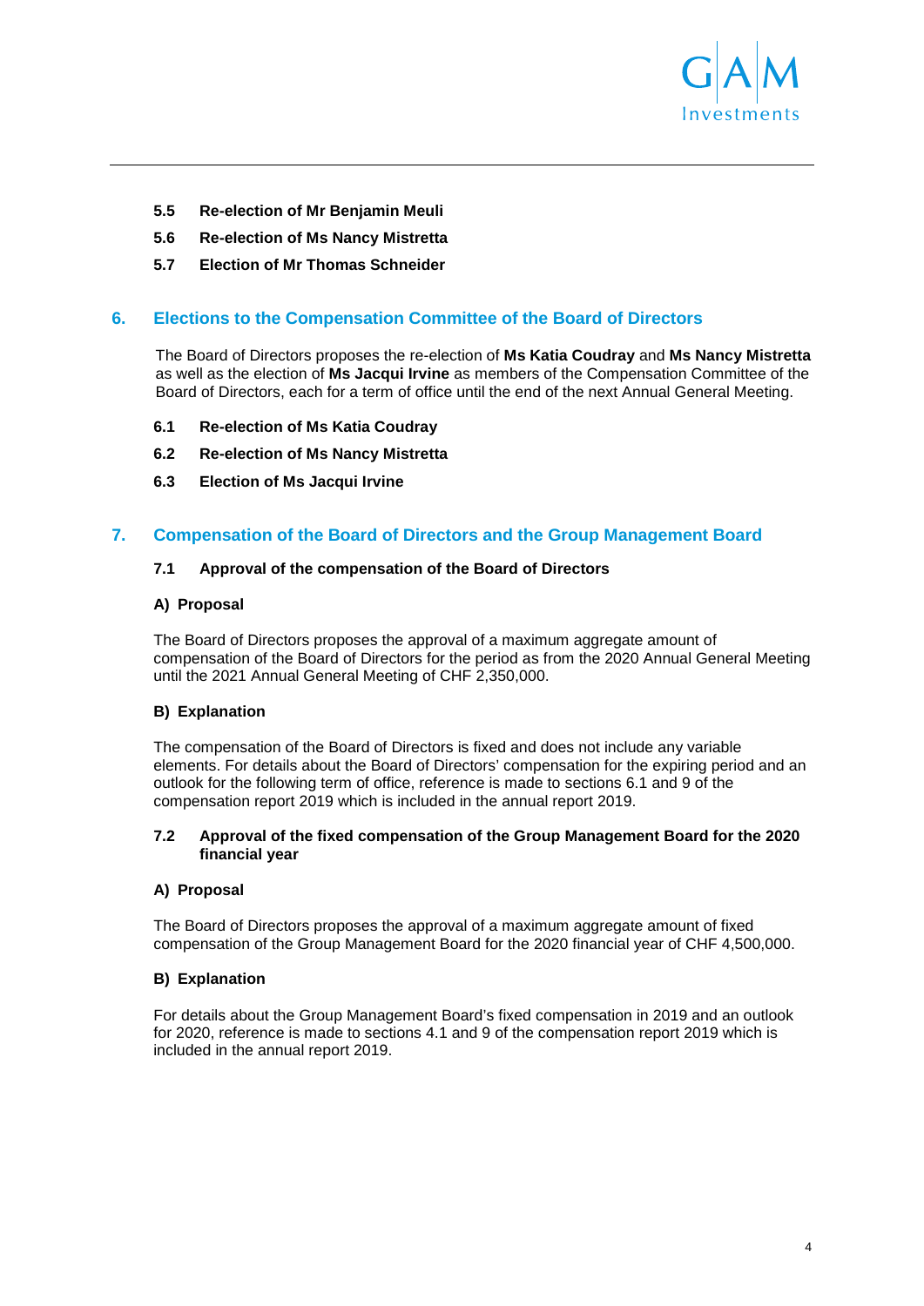**5.5 Re-election of Mr Benjamin Meuli**

**5.6 Re-election of Ms Nancy Mistretta**

**5.7 Election of Mr Thomas Schneider**

## 6. Elections to the Compensation Committee of the Board of Directors

The Board of Directors proposes the re-election of **Ms Katia Coudray** and **Ms Nancy Mistretta** as well as the election of **Ms Jacqui Irvine** as members of the Compensation Committee of the Board of Directors, each for a term of office until the end of the next Annual General Meeting.

**6.1 Re-election of Ms Katia Coudray**

**6.2 Re-election of Ms Nancy Mistretta**

**6.3 Election of Ms Jacqui Irvine**

## 7. Compensation of the Board of Directors and the Group Management Board

### 7.1 Approval of the compensation of the Board of Directors

**A) Proposal**

The Board of Directors proposes the approval of a maximum aggregate amount of compensation of the Board of Directors for the period as from the 2020 Annual General Meeting until the 2021 Annual General Meeting of CHF 2,350,000.

**B) Explanation**

The compensation of the Board of Directors is fixed and does not include any variable elements. For details about the Board of Directors' compensation for the expiring period and an outlook for the following term of office, reference is made to sections 6.1 and 9 of the compensation report 2019 which is included in the annual report 2019.

### 7.2 Approval of the fixed compensation of the Group Management Board for the 2020 financial year

**A) Proposal**

The Board of Directors proposes the approval of a maximum aggregate amount of fixed compensation of the Group Management Board for the 2020 financial year of CHF 4,500,000.

**B) Explanation**

For details about the Group Management Board's fixed compensation in 2019 and an outlook for 2020, reference is made to sections 4.1 and 9 of the compensation report 2019 which is included in the annual report 2019.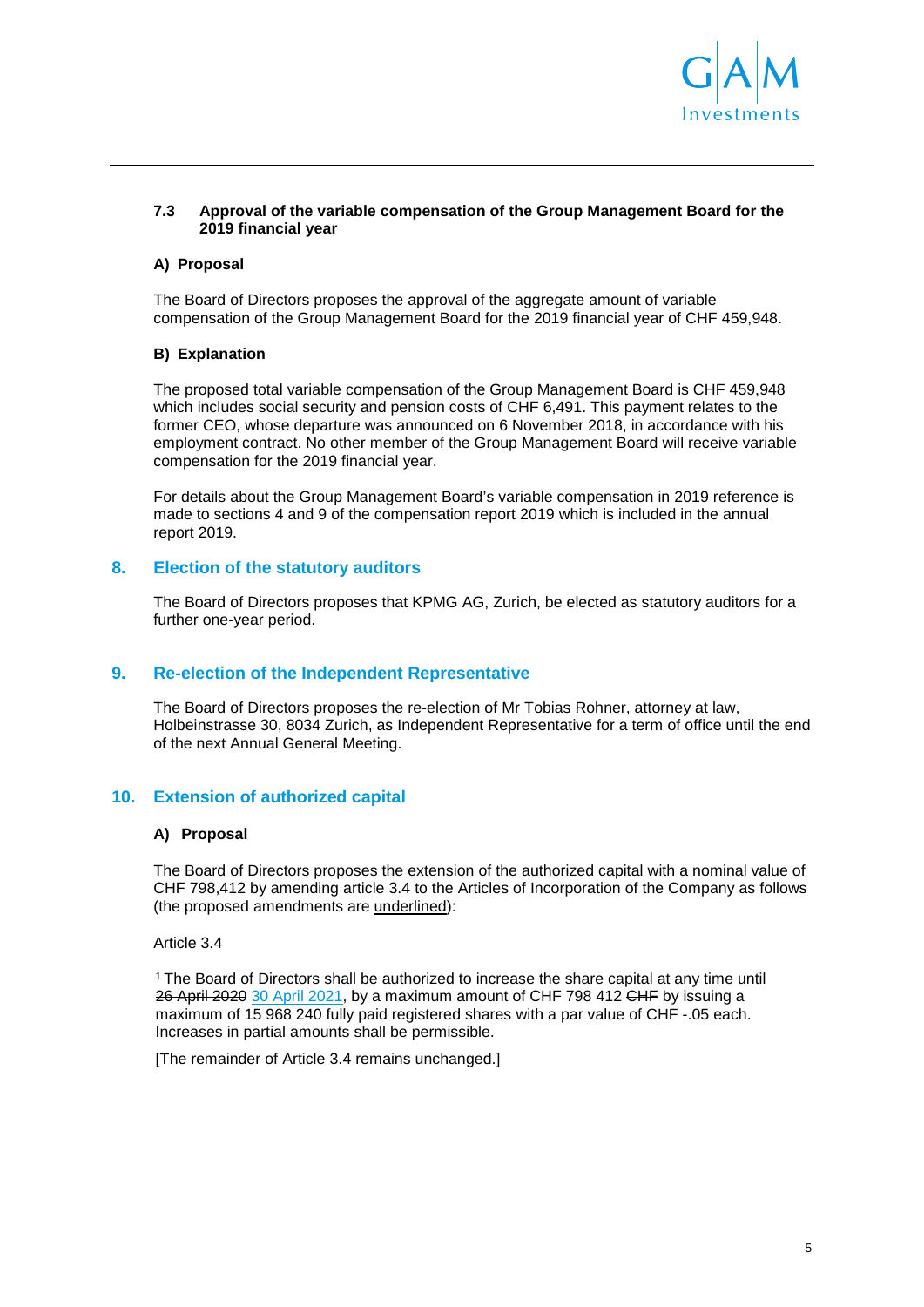### 7.3 Approval of the variable compensation of the Group Management Board for the 2019 financial year

#### A) Proposal

The Board of Directors proposes the approval of the aggregate amount of variable compensation of the Group Management Board for the 2019 financial year of CHF 459,948.

#### B) Explanation

The proposed total variable compensation of the Group Management Board is CHF 459,948 which includes social security and pension costs of CHF 6,491. This payment relates to the former CEO, whose departure was announced on 6 November 2018, in accordance with his employment contract. No other member of the Group Management Board will receive variable compensation for the 2019 financial year.

For details about the Group Management Board's variable compensation in 2019 reference is made to sections 4 and 9 of the compensation report 2019 which is included in the annual report 2019.

## 8. Election of the statutory auditors

The Board of Directors proposes that KPMG AG, Zurich, be elected as statutory auditors for a further one-year period.

## 9. Re-election of the Independent Representative

The Board of Directors proposes the re-election of Mr Tobias Rohner, attorney at law, Holbeinstrasse 30, 8034 Zurich, as Independent Representative for a term of office until the end of the next Annual General Meeting.

## 10. Extension of authorized capital

#### A) Proposal

The Board of Directors proposes the extension of the authorized capital with a nominal value of CHF 798,412 by amending article 3.4 to the Articles of Incorporation of the Company as follows (the proposed amendments are underlined):

Article 3.4

[1] The Board of Directors shall be authorized to increase the share capital at any time until ~~26 April 2020~~ <u>30 April 2021</u>, by a maximum amount of CHF 798 412 ~~CHF~~ by issuing a maximum of 15 968 240 fully paid registered shares with a par value of CHF -.05 each. Increases in partial amounts shall be permissible.

[The remainder of Article 3.4 remains unchanged.]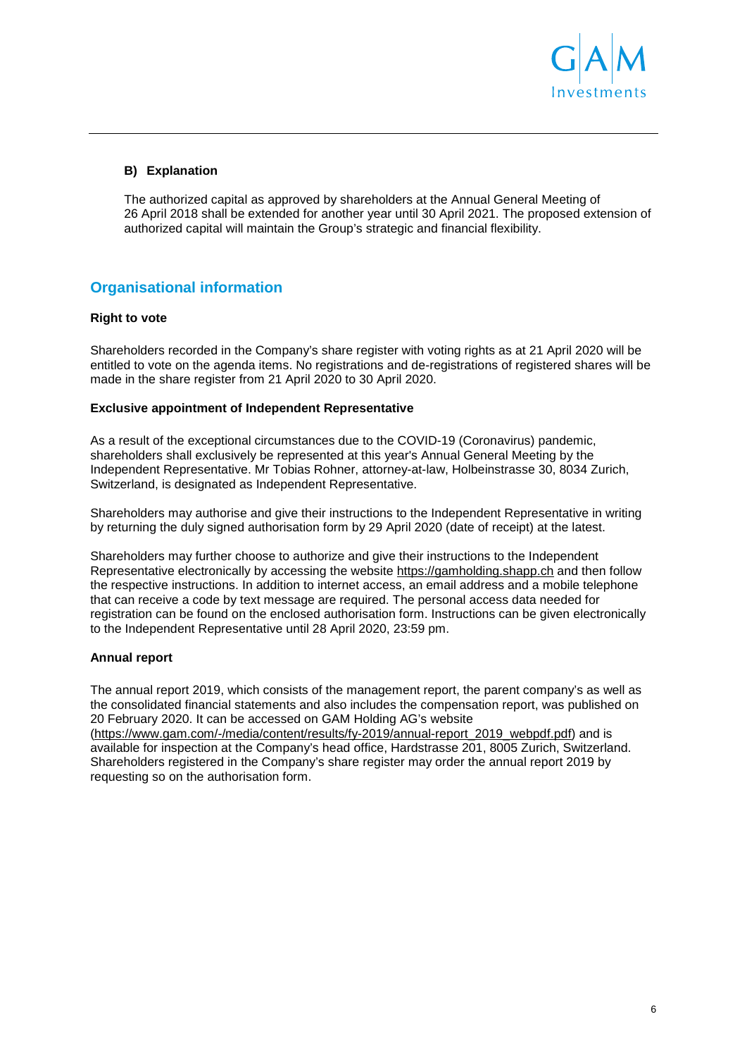**B) Explanation**

The authorized capital as approved by shareholders at the Annual General Meeting of 26 April 2018 shall be extended for another year until 30 April 2021. The proposed extension of authorized capital will maintain the Group's strategic and financial flexibility.

## Organisational information

**Right to vote**

Shareholders recorded in the Company's share register with voting rights as at 21 April 2020 will be entitled to vote on the agenda items. No registrations and de-registrations of registered shares will be made in the share register from 21 April 2020 to 30 April 2020.

**Exclusive appointment of Independent Representative**

As a result of the exceptional circumstances due to the COVID-19 (Coronavirus) pandemic, shareholders shall exclusively be represented at this year's Annual General Meeting by the Independent Representative. Mr Tobias Rohner, attorney-at-law, Holbeinstrasse 30, 8034 Zurich, Switzerland, is designated as Independent Representative.

Shareholders may authorise and give their instructions to the Independent Representative in writing by returning the duly signed authorisation form by 29 April 2020 (date of receipt) at the latest.

Shareholders may further choose to authorize and give their instructions to the Independent Representative electronically by accessing the website https://gamholding.shapp.ch and then follow the respective instructions. In addition to internet access, an email address and a mobile telephone that can receive a code by text message are required. The personal access data needed for registration can be found on the enclosed authorisation form. Instructions can be given electronically to the Independent Representative until 28 April 2020, 23:59 pm.

**Annual report**

The annual report 2019, which consists of the management report, the parent company's as well as the consolidated financial statements and also includes the compensation report, was published on 20 February 2020. It can be accessed on GAM Holding AG's website (https://www.gam.com/-/media/content/results/fy-2019/annual-report_2019_webpdf.pdf) and is available for inspection at the Company's head office, Hardstrasse 201, 8005 Zurich, Switzerland. Shareholders registered in the Company's share register may order the annual report 2019 by requesting so on the authorisation form.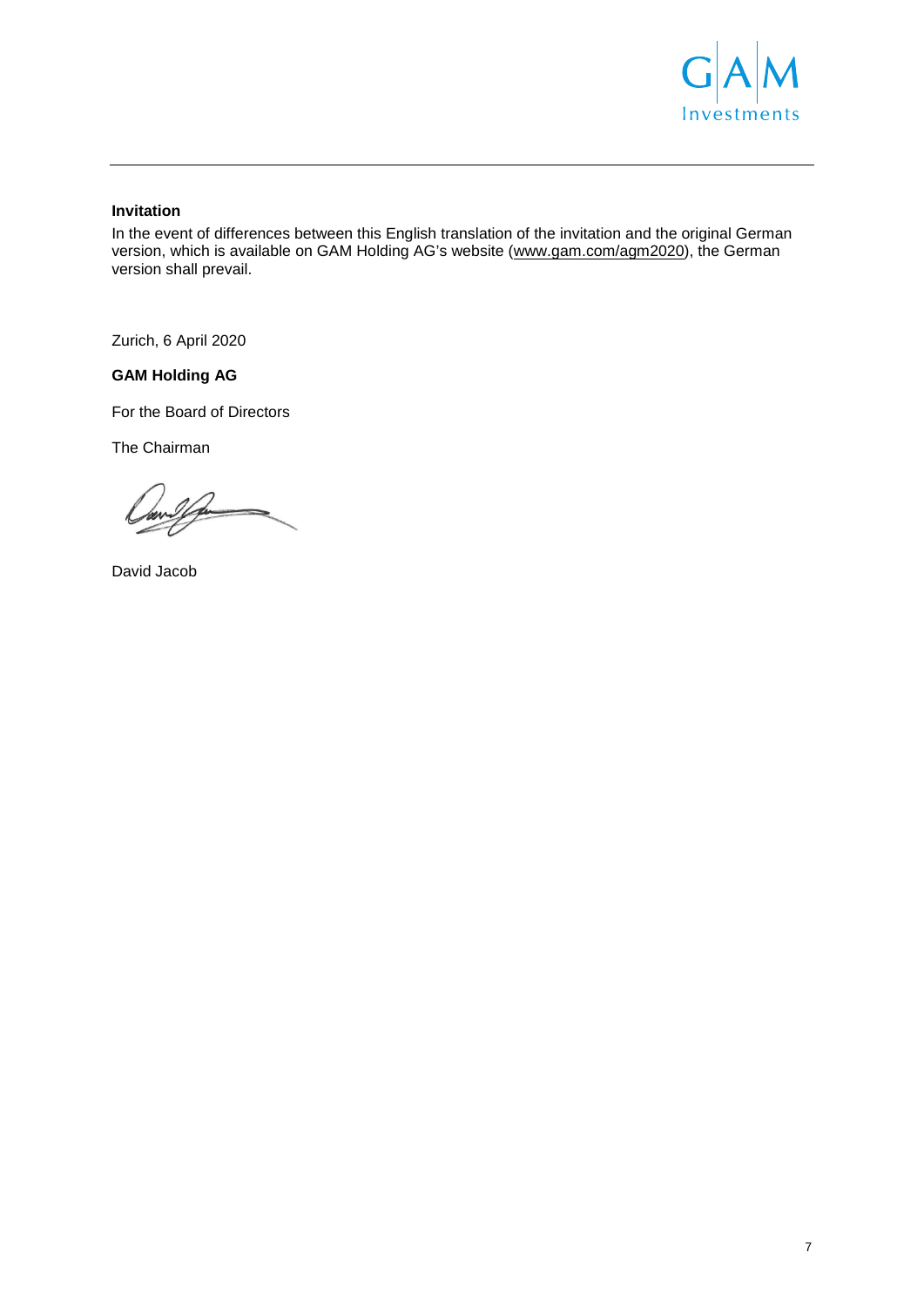**Invitation**

In the event of differences between this English translation of the invitation and the original German version, which is available on GAM Holding AG's website (www.gam.com/agm2020), the German version shall prevail.

Zurich, 6 April 2020

**GAM Holding AG**

For the Board of Directors

The Chairman

David Jacob